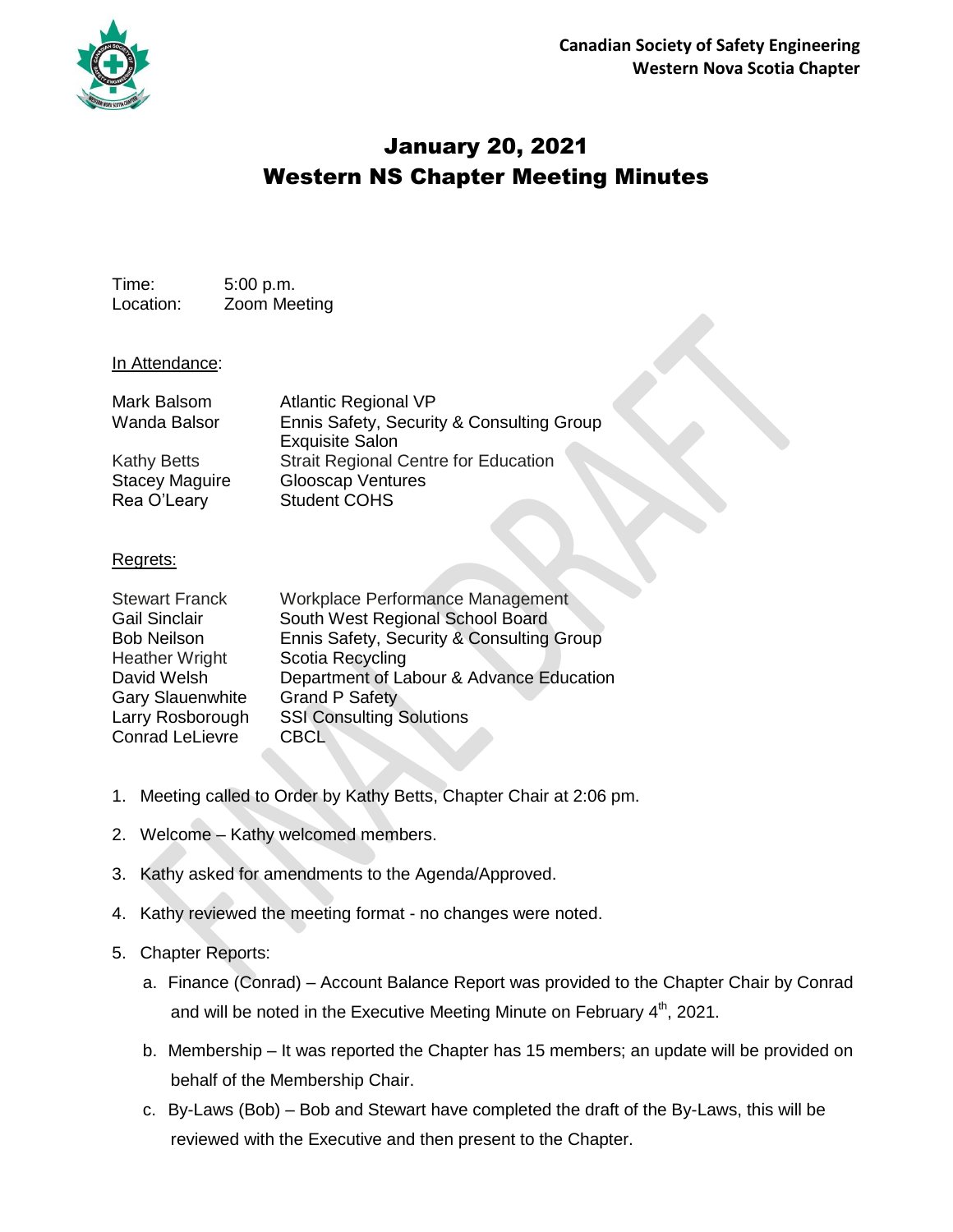**Canadian Society of Safety Engineering**
**Western Nova Scotia Chapter**

# January 20, 2021
# Western NS Chapter Meeting Minutes

Time: 5:00 p.m.
Location: Zoom Meeting

In Attendance:

| | |
|---|---|
| Mark Balsom | Atlantic Regional VP |
| Wanda Balsor | Ennis Safety, Security & Consulting Group<br>Exquisite Salon |
| Kathy Betts | Strait Regional Centre for Education |
| Stacey Maguire | Glooscap Ventures |
| Rea O'Leary | Student COHS |

Regrets:

| | |
|---|---|
| Stewart Franck | Workplace Performance Management |
| Gail Sinclair | South West Regional School Board |
| Bob Neilson | Ennis Safety, Security & Consulting Group |
| Heather Wright | Scotia Recycling |
| David Welsh | Department of Labour & Advance Education |
| Gary Slauenwhite | Grand P Safety |
| Larry Rosborough | SSI Consulting Solutions |
| Conrad LeLievre | CBCL |

1. Meeting called to Order by Kathy Betts, Chapter Chair at 2:06 pm.
2. Welcome – Kathy welcomed members.
3. Kathy asked for amendments to the Agenda/Approved.
4. Kathy reviewed the meeting format - no changes were noted.
5. Chapter Reports:
   a. Finance (Conrad) – Account Balance Report was provided to the Chapter Chair by Conrad and will be noted in the Executive Meeting Minute on February 4th, 2021.
   b. Membership – It was reported the Chapter has 15 members; an update will be provided on behalf of the Membership Chair.
   c. By-Laws (Bob) – Bob and Stewart have completed the draft of the By-Laws, this will be reviewed with the Executive and then present to the Chapter.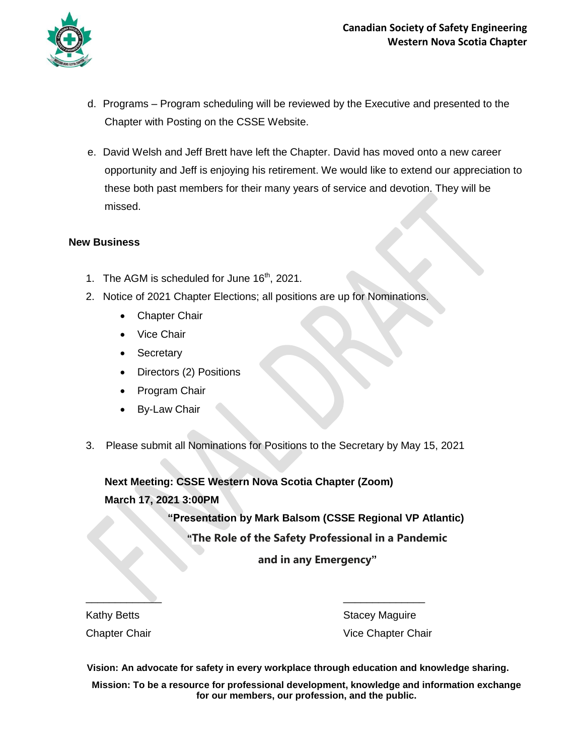d. Programs – Program scheduling will be reviewed by the Executive and presented to the Chapter with Posting on the CSSE Website.

e. David Welsh and Jeff Brett have left the Chapter. David has moved onto a new career opportunity and Jeff is enjoying his retirement. We would like to extend our appreciation to these both past members for their many years of service and devotion. They will be missed.

**New Business**

1. The AGM is scheduled for June 16th, 2021.
2. Notice of 2021 Chapter Elections; all positions are up for Nominations.
   - Chapter Chair
   - Vice Chair
   - Secretary
   - Directors (2) Positions
   - Program Chair
   - By-Law Chair
3. Please submit all Nominations for Positions to the Secretary by May 15, 2021

**Next Meeting: CSSE Western Nova Scotia Chapter (Zoom)**
**March 17, 2021 3:00PM**

**"Presentation by Mark Balsom (CSSE Regional VP Atlantic)**

**"The Role of the Safety Professional in a Pandemic and in any Emergency"**

_____________
Kathy Betts
Chapter Chair

_____________
Stacey Maguire
Vice Chapter Chair

**Vision: An advocate for safety in every workplace through education and knowledge sharing.**

**Mission: To be a resource for professional development, knowledge and information exchange for our members, our profession, and the public.**